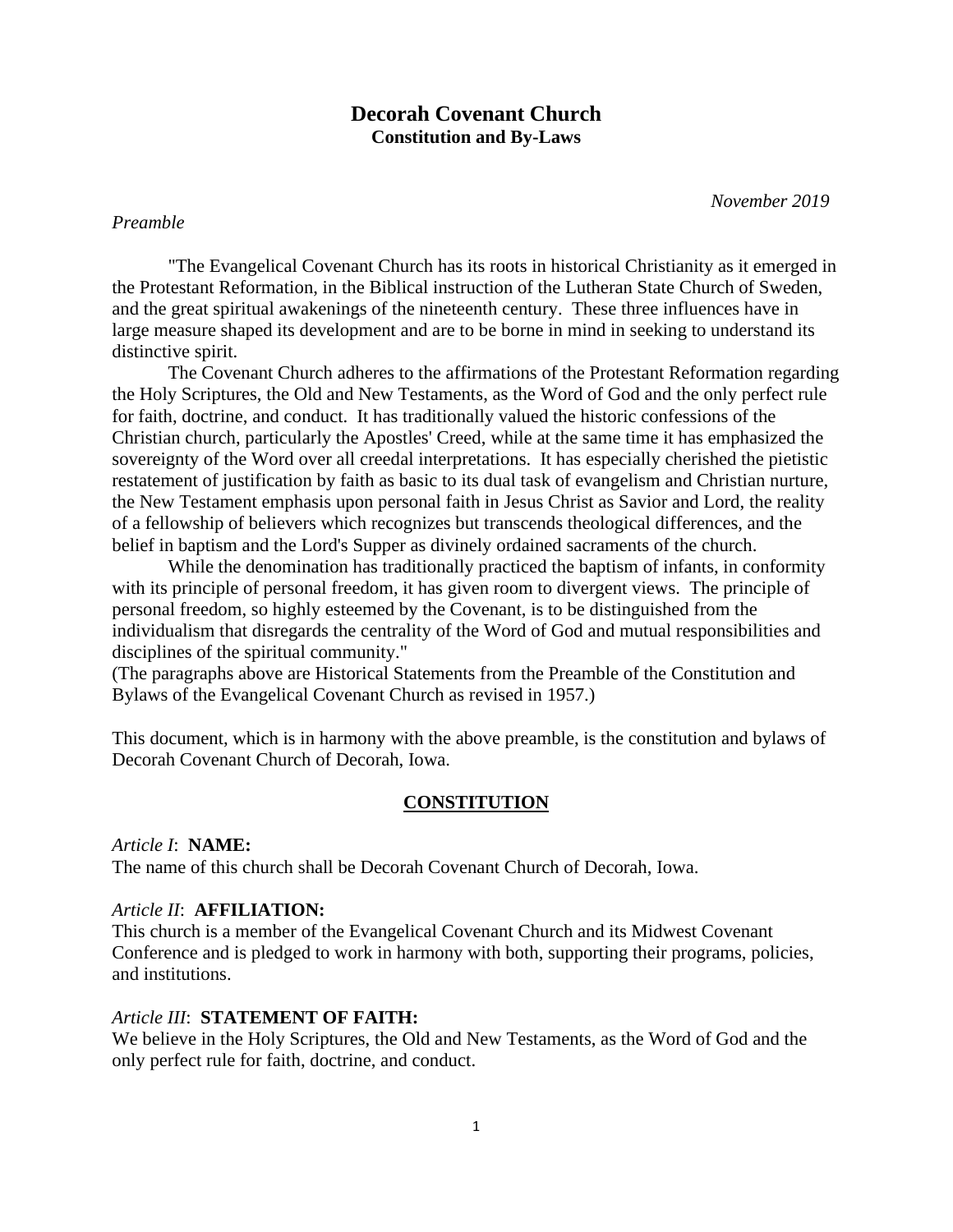# Decorah Covenant Church

**Constitution and By-Laws**

*November 2019*

*Preamble*

"The Evangelical Covenant Church has its roots in historical Christianity as it emerged in the Protestant Reformation, in the Biblical instruction of the Lutheran State Church of Sweden, and the great spiritual awakenings of the nineteenth century. These three influences have in large measure shaped its development and are to be borne in mind in seeking to understand its distinctive spirit.

The Covenant Church adheres to the affirmations of the Protestant Reformation regarding the Holy Scriptures, the Old and New Testaments, as the Word of God and the only perfect rule for faith, doctrine, and conduct. It has traditionally valued the historic confessions of the Christian church, particularly the Apostles' Creed, while at the same time it has emphasized the sovereignty of the Word over all creedal interpretations. It has especially cherished the pietistic restatement of justification by faith as basic to its dual task of evangelism and Christian nurture, the New Testament emphasis upon personal faith in Jesus Christ as Savior and Lord, the reality of a fellowship of believers which recognizes but transcends theological differences, and the belief in baptism and the Lord's Supper as divinely ordained sacraments of the church.

While the denomination has traditionally practiced the baptism of infants, in conformity with its principle of personal freedom, it has given room to divergent views. The principle of personal freedom, so highly esteemed by the Covenant, is to be distinguished from the individualism that disregards the centrality of the Word of God and mutual responsibilities and disciplines of the spiritual community."

(The paragraphs above are Historical Statements from the Preamble of the Constitution and Bylaws of the Evangelical Covenant Church as revised in 1957.)

This document, which is in harmony with the above preamble, is the constitution and bylaws of Decorah Covenant Church of Decorah, Iowa.

## CONSTITUTION

*Article I*: **NAME:**

The name of this church shall be Decorah Covenant Church of Decorah, Iowa.

*Article II*: **AFFILIATION:**

This church is a member of the Evangelical Covenant Church and its Midwest Covenant Conference and is pledged to work in harmony with both, supporting their programs, policies, and institutions.

*Article III*: **STATEMENT OF FAITH:**

We believe in the Holy Scriptures, the Old and New Testaments, as the Word of God and the only perfect rule for faith, doctrine, and conduct.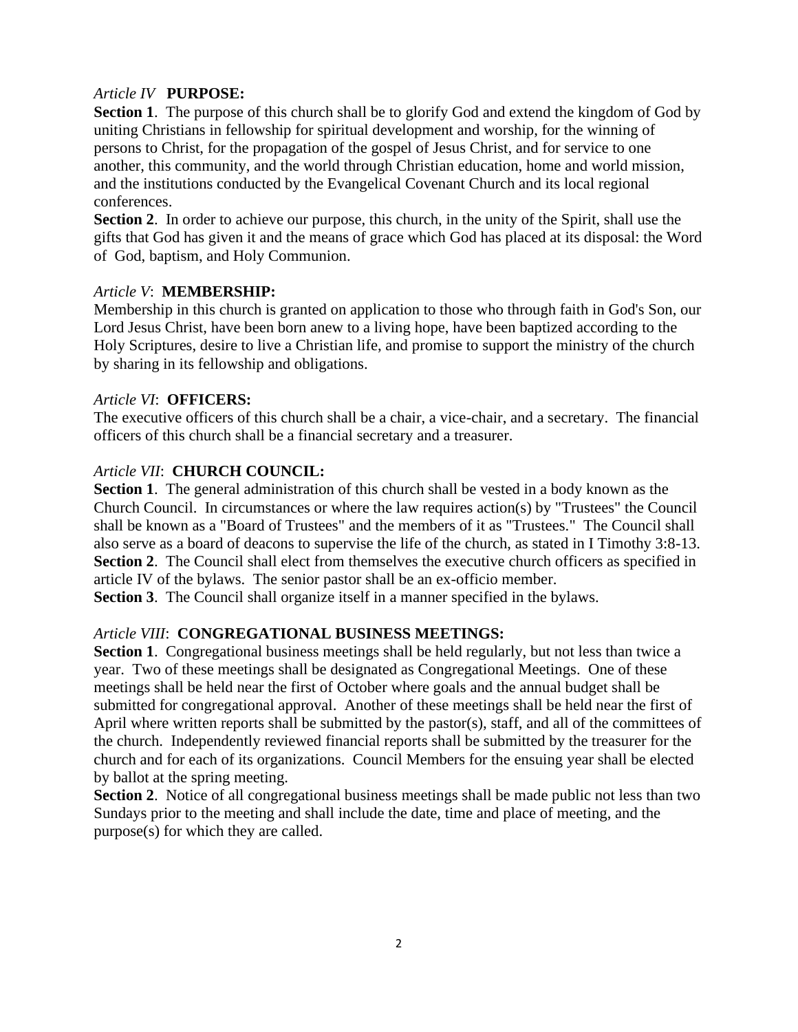*Article IV* **PURPOSE:**

**Section 1**. The purpose of this church shall be to glorify God and extend the kingdom of God by uniting Christians in fellowship for spiritual development and worship, for the winning of persons to Christ, for the propagation of the gospel of Jesus Christ, and for service to one another, this community, and the world through Christian education, home and world mission, and the institutions conducted by the Evangelical Covenant Church and its local regional conferences.

**Section 2**. In order to achieve our purpose, this church, in the unity of the Spirit, shall use the gifts that God has given it and the means of grace which God has placed at its disposal: the Word of God, baptism, and Holy Communion.

*Article V*: **MEMBERSHIP:**

Membership in this church is granted on application to those who through faith in God's Son, our Lord Jesus Christ, have been born anew to a living hope, have been baptized according to the Holy Scriptures, desire to live a Christian life, and promise to support the ministry of the church by sharing in its fellowship and obligations.

*Article VI*: **OFFICERS:**

The executive officers of this church shall be a chair, a vice-chair, and a secretary. The financial officers of this church shall be a financial secretary and a treasurer.

*Article VII*: **CHURCH COUNCIL:**

**Section 1**. The general administration of this church shall be vested in a body known as the Church Council. In circumstances or where the law requires action(s) by "Trustees" the Council shall be known as a "Board of Trustees" and the members of it as "Trustees." The Council shall also serve as a board of deacons to supervise the life of the church, as stated in I Timothy 3:8-13.

**Section 2**. The Council shall elect from themselves the executive church officers as specified in article IV of the bylaws. The senior pastor shall be an ex-officio member.

**Section 3**. The Council shall organize itself in a manner specified in the bylaws.

*Article VIII*: **CONGREGATIONAL BUSINESS MEETINGS:**

**Section 1**. Congregational business meetings shall be held regularly, but not less than twice a year. Two of these meetings shall be designated as Congregational Meetings. One of these meetings shall be held near the first of October where goals and the annual budget shall be submitted for congregational approval. Another of these meetings shall be held near the first of April where written reports shall be submitted by the pastor(s), staff, and all of the committees of the church. Independently reviewed financial reports shall be submitted by the treasurer for the church and for each of its organizations. Council Members for the ensuing year shall be elected by ballot at the spring meeting.

**Section 2**. Notice of all congregational business meetings shall be made public not less than two Sundays prior to the meeting and shall include the date, time and place of meeting, and the purpose(s) for which they are called.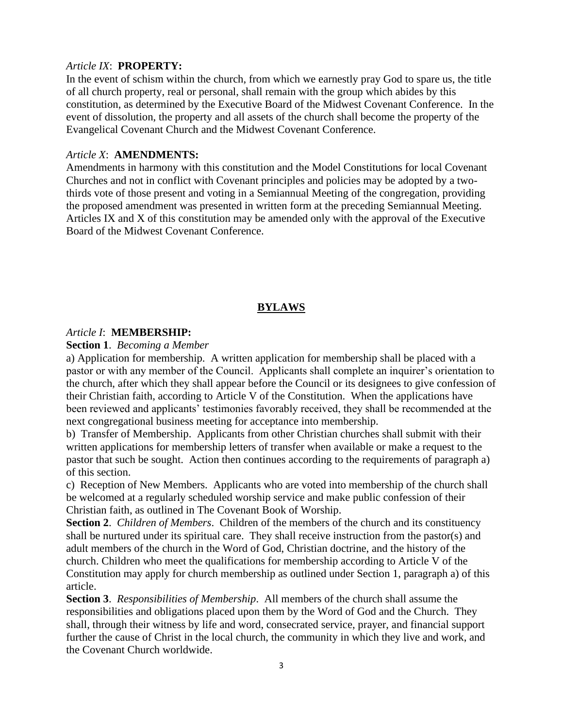*Article IX*: **PROPERTY:**

In the event of schism within the church, from which we earnestly pray God to spare us, the title of all church property, real or personal, shall remain with the group which abides by this constitution, as determined by the Executive Board of the Midwest Covenant Conference. In the event of dissolution, the property and all assets of the church shall become the property of the Evangelical Covenant Church and the Midwest Covenant Conference.

*Article X*: **AMENDMENTS:**

Amendments in harmony with this constitution and the Model Constitutions for local Covenant Churches and not in conflict with Covenant principles and policies may be adopted by a two-thirds vote of those present and voting in a Semiannual Meeting of the congregation, providing the proposed amendment was presented in written form at the preceding Semiannual Meeting. Articles IX and X of this constitution may be amended only with the approval of the Executive Board of the Midwest Covenant Conference.

## BYLAWS

*Article I*: **MEMBERSHIP:**

**Section 1**. *Becoming a Member*

a) Application for membership. A written application for membership shall be placed with a pastor or with any member of the Council. Applicants shall complete an inquirer's orientation to the church, after which they shall appear before the Council or its designees to give confession of their Christian faith, according to Article V of the Constitution. When the applications have been reviewed and applicants' testimonies favorably received, they shall be recommended at the next congregational business meeting for acceptance into membership.

b) Transfer of Membership. Applicants from other Christian churches shall submit with their written applications for membership letters of transfer when available or make a request to the pastor that such be sought. Action then continues according to the requirements of paragraph a) of this section.

c) Reception of New Members. Applicants who are voted into membership of the church shall be welcomed at a regularly scheduled worship service and make public confession of their Christian faith, as outlined in The Covenant Book of Worship.

**Section 2**. *Children of Members*. Children of the members of the church and its constituency shall be nurtured under its spiritual care. They shall receive instruction from the pastor(s) and adult members of the church in the Word of God, Christian doctrine, and the history of the church. Children who meet the qualifications for membership according to Article V of the Constitution may apply for church membership as outlined under Section 1, paragraph a) of this article.

**Section 3**. *Responsibilities of Membership*. All members of the church shall assume the responsibilities and obligations placed upon them by the Word of God and the Church. They shall, through their witness by life and word, consecrated service, prayer, and financial support further the cause of Christ in the local church, the community in which they live and work, and the Covenant Church worldwide.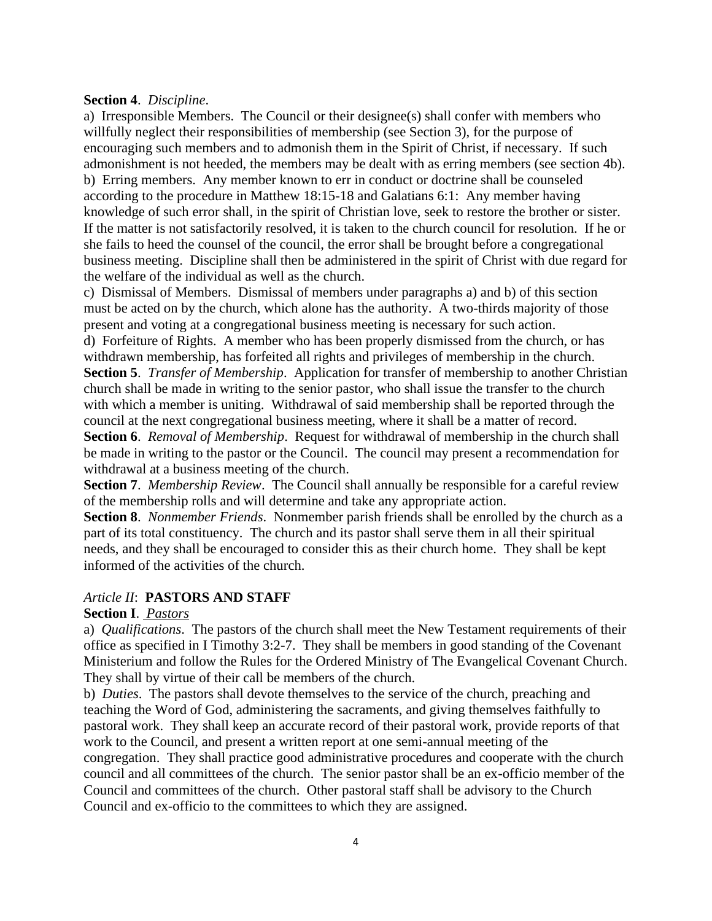**Section 4**. *Discipline*.

a) Irresponsible Members. The Council or their designee(s) shall confer with members who willfully neglect their responsibilities of membership (see Section 3), for the purpose of encouraging such members and to admonish them in the Spirit of Christ, if necessary. If such admonishment is not heeded, the members may be dealt with as erring members (see section 4b).

b) Erring members. Any member known to err in conduct or doctrine shall be counseled according to the procedure in Matthew 18:15-18 and Galatians 6:1: Any member having knowledge of such error shall, in the spirit of Christian love, seek to restore the brother or sister. If the matter is not satisfactorily resolved, it is taken to the church council for resolution. If he or she fails to heed the counsel of the council, the error shall be brought before a congregational business meeting. Discipline shall then be administered in the spirit of Christ with due regard for the welfare of the individual as well as the church.

c) Dismissal of Members. Dismissal of members under paragraphs a) and b) of this section must be acted on by the church, which alone has the authority. A two-thirds majority of those present and voting at a congregational business meeting is necessary for such action.

d) Forfeiture of Rights. A member who has been properly dismissed from the church, or has withdrawn membership, has forfeited all rights and privileges of membership in the church.

**Section 5**. *Transfer of Membership*. Application for transfer of membership to another Christian church shall be made in writing to the senior pastor, who shall issue the transfer to the church with which a member is uniting. Withdrawal of said membership shall be reported through the council at the next congregational business meeting, where it shall be a matter of record.

**Section 6**. *Removal of Membership*. Request for withdrawal of membership in the church shall be made in writing to the pastor or the Council. The council may present a recommendation for withdrawal at a business meeting of the church.

**Section 7**. *Membership Review*. The Council shall annually be responsible for a careful review of the membership rolls and will determine and take any appropriate action.

**Section 8**. *Nonmember Friends*. Nonmember parish friends shall be enrolled by the church as a part of its total constituency. The church and its pastor shall serve them in all their spiritual needs, and they shall be encouraged to consider this as their church home. They shall be kept informed of the activities of the church.

## *Article II*: **PASTORS AND STAFF**

**Section I**. *Pastors*

a) *Qualifications*. The pastors of the church shall meet the New Testament requirements of their office as specified in I Timothy 3:2-7. They shall be members in good standing of the Covenant Ministerium and follow the Rules for the Ordered Ministry of The Evangelical Covenant Church. They shall by virtue of their call be members of the church.

b) *Duties*. The pastors shall devote themselves to the service of the church, preaching and teaching the Word of God, administering the sacraments, and giving themselves faithfully to pastoral work. They shall keep an accurate record of their pastoral work, provide reports of that work to the Council, and present a written report at one semi-annual meeting of the congregation. They shall practice good administrative procedures and cooperate with the church council and all committees of the church. The senior pastor shall be an ex-officio member of the Council and committees of the church. Other pastoral staff shall be advisory to the Church Council and ex-officio to the committees to which they are assigned.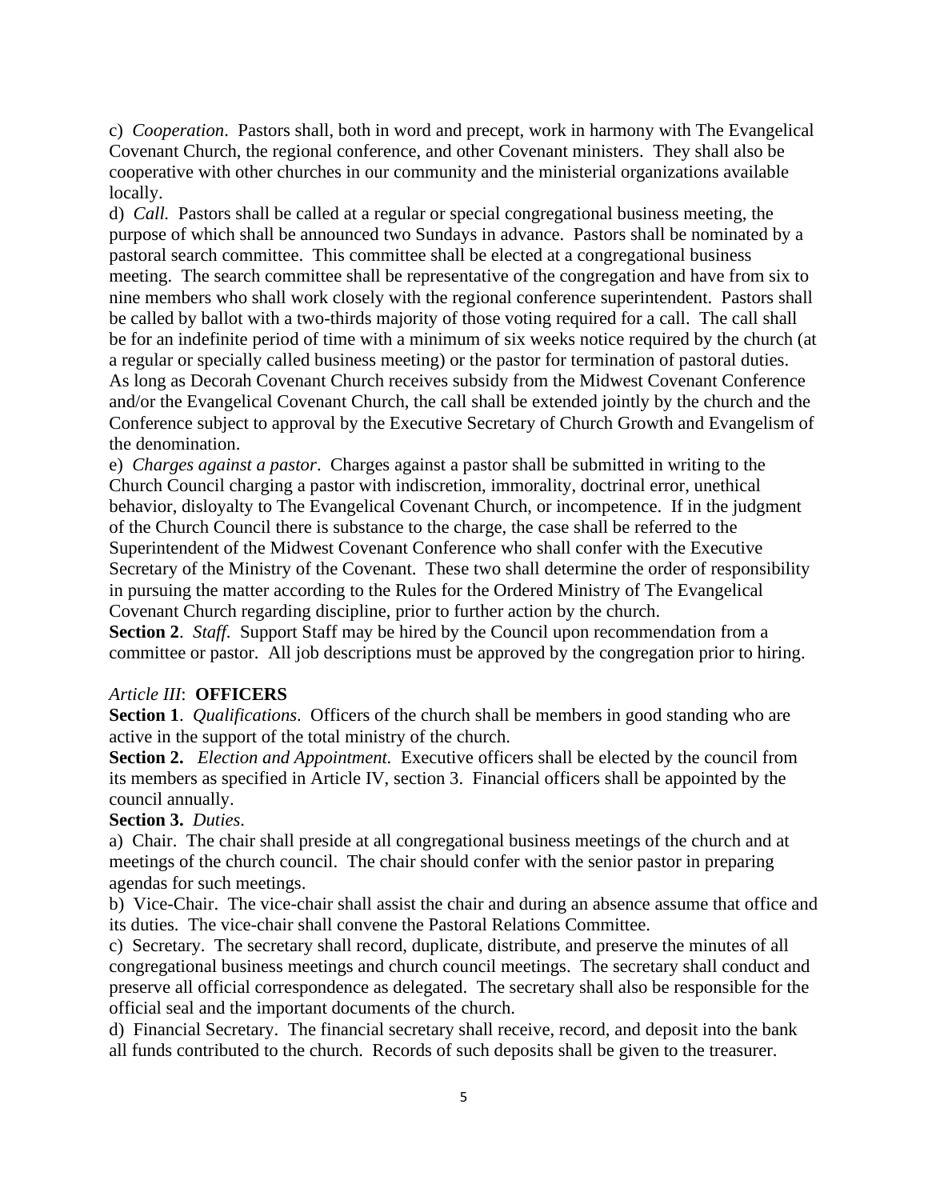c) *Cooperation*. Pastors shall, both in word and precept, work in harmony with The Evangelical Covenant Church, the regional conference, and other Covenant ministers. They shall also be cooperative with other churches in our community and the ministerial organizations available locally.

d) *Call.* Pastors shall be called at a regular or special congregational business meeting, the purpose of which shall be announced two Sundays in advance. Pastors shall be nominated by a pastoral search committee. This committee shall be elected at a congregational business meeting. The search committee shall be representative of the congregation and have from six to nine members who shall work closely with the regional conference superintendent. Pastors shall be called by ballot with a two-thirds majority of those voting required for a call. The call shall be for an indefinite period of time with a minimum of six weeks notice required by the church (at a regular or specially called business meeting) or the pastor for termination of pastoral duties. As long as Decorah Covenant Church receives subsidy from the Midwest Covenant Conference and/or the Evangelical Covenant Church, the call shall be extended jointly by the church and the Conference subject to approval by the Executive Secretary of Church Growth and Evangelism of the denomination.

e) *Charges against a pastor*. Charges against a pastor shall be submitted in writing to the Church Council charging a pastor with indiscretion, immorality, doctrinal error, unethical behavior, disloyalty to The Evangelical Covenant Church, or incompetence. If in the judgment of the Church Council there is substance to the charge, the case shall be referred to the Superintendent of the Midwest Covenant Conference who shall confer with the Executive Secretary of the Ministry of the Covenant. These two shall determine the order of responsibility in pursuing the matter according to the Rules for the Ordered Ministry of The Evangelical Covenant Church regarding discipline, prior to further action by the church.

**Section 2**. *Staff.* Support Staff may be hired by the Council upon recommendation from a committee or pastor. All job descriptions must be approved by the congregation prior to hiring.

*Article III*: **OFFICERS**

**Section 1**. *Qualifications*. Officers of the church shall be members in good standing who are active in the support of the total ministry of the church.

**Section 2.** *Election and Appointment.* Executive officers shall be elected by the council from its members as specified in Article IV, section 3. Financial officers shall be appointed by the council annually.

**Section 3.** *Duties.*

a) Chair. The chair shall preside at all congregational business meetings of the church and at meetings of the church council. The chair should confer with the senior pastor in preparing agendas for such meetings.

b) Vice-Chair. The vice-chair shall assist the chair and during an absence assume that office and its duties. The vice-chair shall convene the Pastoral Relations Committee.

c) Secretary. The secretary shall record, duplicate, distribute, and preserve the minutes of all congregational business meetings and church council meetings. The secretary shall conduct and preserve all official correspondence as delegated. The secretary shall also be responsible for the official seal and the important documents of the church.

d) Financial Secretary. The financial secretary shall receive, record, and deposit into the bank all funds contributed to the church. Records of such deposits shall be given to the treasurer.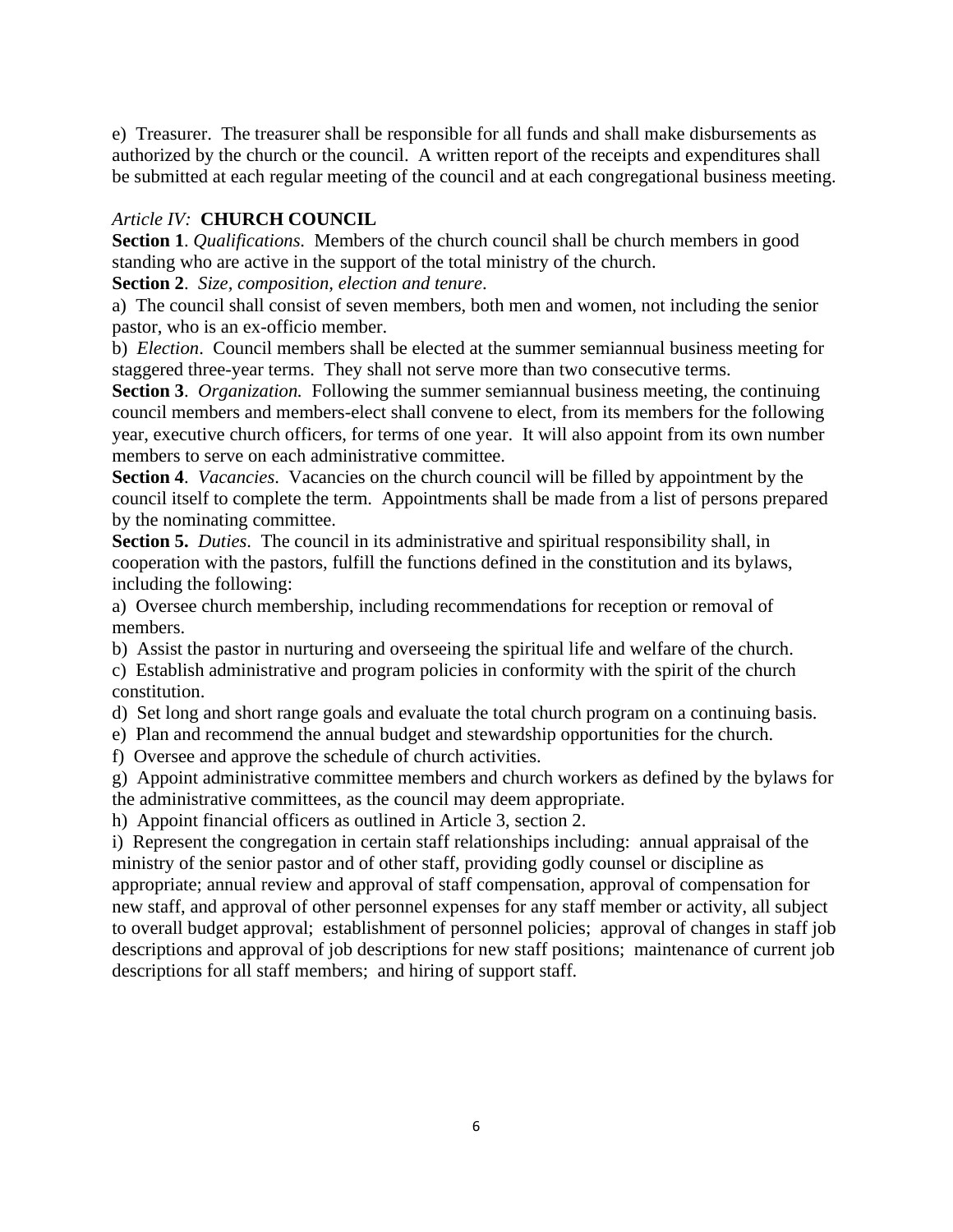e)  Treasurer.  The treasurer shall be responsible for all funds and shall make disbursements as authorized by the church or the council.  A written report of the receipts and expenditures shall be submitted at each regular meeting of the council and at each congregational business meeting.

*Article IV:* **CHURCH COUNCIL**

**Section 1**. *Qualifications*.  Members of the church council shall be church members in good standing who are active in the support of the total ministry of the church.

**Section 2**.  *Size, composition, election and tenure*.

a)  The council shall consist of seven members, both men and women, not including the senior pastor, who is an ex-officio member.

b)  *Election*.  Council members shall be elected at the summer semiannual business meeting for staggered three-year terms.  They shall not serve more than two consecutive terms.

**Section 3**.  *Organization.*  Following the summer semiannual business meeting, the continuing council members and members-elect shall convene to elect, from its members for the following year, executive church officers, for terms of one year.  It will also appoint from its own number members to serve on each administrative committee.

**Section 4**.  *Vacancies*.  Vacancies on the church council will be filled by appointment by the council itself to complete the term.  Appointments shall be made from a list of persons prepared by the nominating committee.

**Section 5.**  *Duties*.  The council in its administrative and spiritual responsibility shall, in cooperation with the pastors, fulfill the functions defined in the constitution and its bylaws, including the following:

a)  Oversee church membership, including recommendations for reception or removal of members.

b)  Assist the pastor in nurturing and overseeing the spiritual life and welfare of the church.

c)  Establish administrative and program policies in conformity with the spirit of the church constitution.

d)  Set long and short range goals and evaluate the total church program on a continuing basis.

e)  Plan and recommend the annual budget and stewardship opportunities for the church.

f)  Oversee and approve the schedule of church activities.

g)  Appoint administrative committee members and church workers as defined by the bylaws for the administrative committees, as the council may deem appropriate.

h)  Appoint financial officers as outlined in Article 3, section 2.

i)  Represent the congregation in certain staff relationships including:  annual appraisal of the ministry of the senior pastor and of other staff, providing godly counsel or discipline as appropriate; annual review and approval of staff compensation, approval of compensation for new staff, and approval of other personnel expenses for any staff member or activity, all subject to overall budget approval;  establishment of personnel policies;  approval of changes in staff job descriptions and approval of job descriptions for new staff positions;  maintenance of current job descriptions for all staff members;  and hiring of support staff.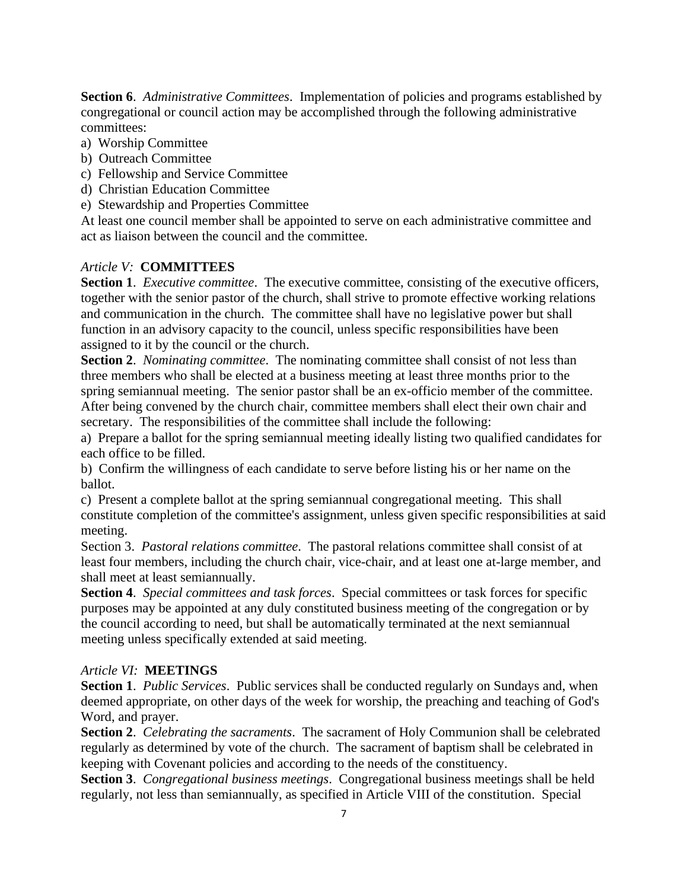**Section 6**. *Administrative Committees*. Implementation of policies and programs established by congregational or council action may be accomplished through the following administrative committees:

a) Worship Committee
b) Outreach Committee
c) Fellowship and Service Committee
d) Christian Education Committee
e) Stewardship and Properties Committee

At least one council member shall be appointed to serve on each administrative committee and act as liaison between the council and the committee.

## *Article V:* **COMMITTEES**

**Section 1**. *Executive committee*. The executive committee, consisting of the executive officers, together with the senior pastor of the church, shall strive to promote effective working relations and communication in the church. The committee shall have no legislative power but shall function in an advisory capacity to the council, unless specific responsibilities have been assigned to it by the council or the church.

**Section 2**. *Nominating committee*. The nominating committee shall consist of not less than three members who shall be elected at a business meeting at least three months prior to the spring semiannual meeting. The senior pastor shall be an ex-officio member of the committee. After being convened by the church chair, committee members shall elect their own chair and secretary. The responsibilities of the committee shall include the following:

a) Prepare a ballot for the spring semiannual meeting ideally listing two qualified candidates for each office to be filled.
b) Confirm the willingness of each candidate to serve before listing his or her name on the ballot.
c) Present a complete ballot at the spring semiannual congregational meeting. This shall constitute completion of the committee's assignment, unless given specific responsibilities at said meeting.

Section 3. *Pastoral relations committee*. The pastoral relations committee shall consist of at least four members, including the church chair, vice-chair, and at least one at-large member, and shall meet at least semiannually.

**Section 4**. *Special committees and task forces*. Special committees or task forces for specific purposes may be appointed at any duly constituted business meeting of the congregation or by the council according to need, but shall be automatically terminated at the next semiannual meeting unless specifically extended at said meeting.

## *Article VI:* **MEETINGS**

**Section 1**. *Public Services*. Public services shall be conducted regularly on Sundays and, when deemed appropriate, on other days of the week for worship, the preaching and teaching of God's Word, and prayer.

**Section 2**. *Celebrating the sacraments*. The sacrament of Holy Communion shall be celebrated regularly as determined by vote of the church. The sacrament of baptism shall be celebrated in keeping with Covenant policies and according to the needs of the constituency.

**Section 3**. *Congregational business meetings*. Congregational business meetings shall be held regularly, not less than semiannually, as specified in Article VIII of the constitution. Special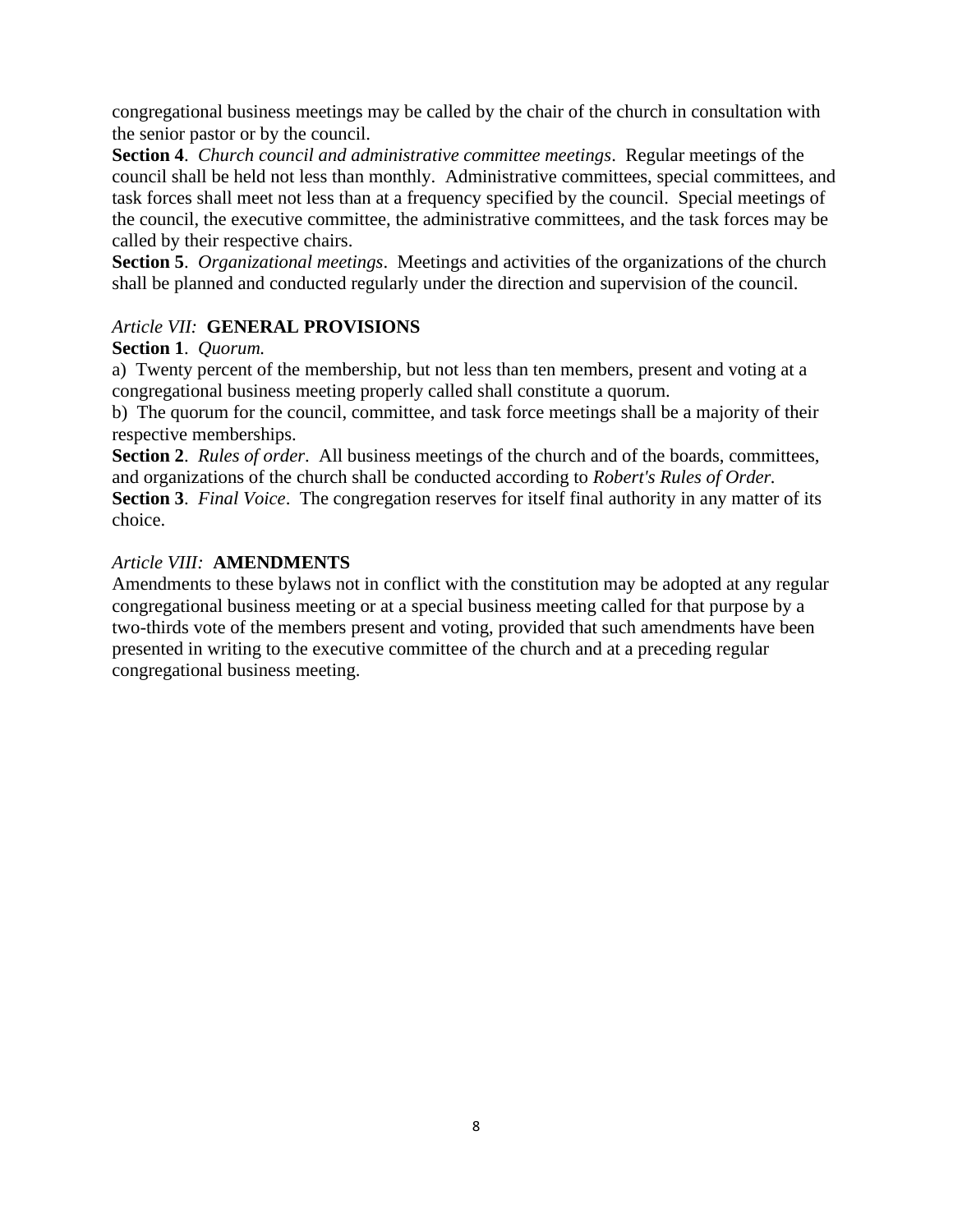congregational business meetings may be called by the chair of the church in consultation with the senior pastor or by the council.

**Section 4**. *Church council and administrative committee meetings*. Regular meetings of the council shall be held not less than monthly. Administrative committees, special committees, and task forces shall meet not less than at a frequency specified by the council. Special meetings of the council, the executive committee, the administrative committees, and the task forces may be called by their respective chairs.

**Section 5**. *Organizational meetings*. Meetings and activities of the organizations of the church shall be planned and conducted regularly under the direction and supervision of the council.

### *Article VII:* **GENERAL PROVISIONS**

**Section 1**. *Quorum.*

a) Twenty percent of the membership, but not less than ten members, present and voting at a congregational business meeting properly called shall constitute a quorum.

b) The quorum for the council, committee, and task force meetings shall be a majority of their respective memberships.

**Section 2**. *Rules of order*. All business meetings of the church and of the boards, committees, and organizations of the church shall be conducted according to *Robert's Rules of Order.*

**Section 3**. *Final Voice*. The congregation reserves for itself final authority in any matter of its choice.

### *Article VIII:* **AMENDMENTS**

Amendments to these bylaws not in conflict with the constitution may be adopted at any regular congregational business meeting or at a special business meeting called for that purpose by a two-thirds vote of the members present and voting, provided that such amendments have been presented in writing to the executive committee of the church and at a preceding regular congregational business meeting.